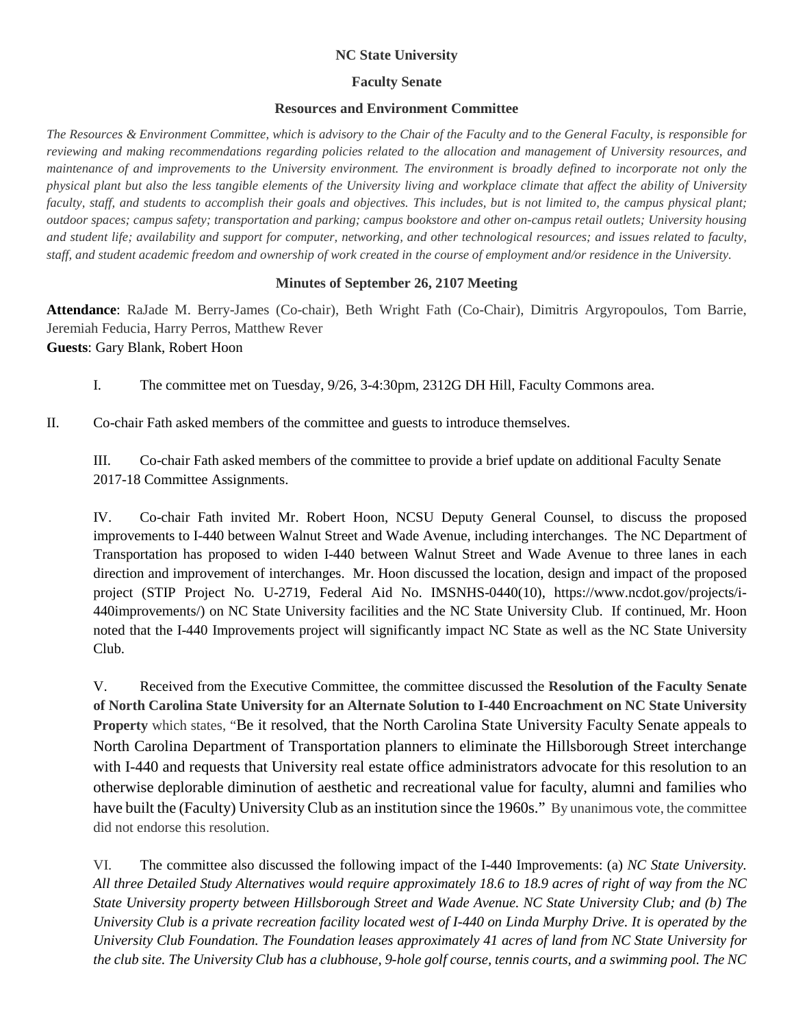**NC State University**

**Faculty Senate**

**Resources and Environment Committee**

*The Resources & Environment Committee, which is advisory to the Chair of the Faculty and to the General Faculty, is responsible for reviewing and making recommendations regarding policies related to the allocation and management of University resources, and maintenance of and improvements to the University environment. The environment is broadly defined to incorporate not only the physical plant but also the less tangible elements of the University living and workplace climate that affect the ability of University faculty, staff, and students to accomplish their goals and objectives. This includes, but is not limited to, the campus physical plant; outdoor spaces; campus safety; transportation and parking; campus bookstore and other on-campus retail outlets; University housing and student life; availability and support for computer, networking, and other technological resources; and issues related to faculty, staff, and student academic freedom and ownership of work created in the course of employment and/or residence in the University.*

**Minutes of September 26, 2107 Meeting**

**Attendance**: RaJade M. Berry-James (Co-chair), Beth Wright Fath (Co-Chair), Dimitris Argyropoulos, Tom Barrie, Jeremiah Feducia, Harry Perros, Matthew Rever
**Guests**: Gary Blank, Robert Hoon

I. The committee met on Tuesday, 9/26, 3-4:30pm, 2312G DH Hill, Faculty Commons area.

II. Co-chair Fath asked members of the committee and guests to introduce themselves.

III. Co-chair Fath asked members of the committee to provide a brief update on additional Faculty Senate 2017-18 Committee Assignments.

IV. Co-chair Fath invited Mr. Robert Hoon, NCSU Deputy General Counsel, to discuss the proposed improvements to I-440 between Walnut Street and Wade Avenue, including interchanges. The NC Department of Transportation has proposed to widen I-440 between Walnut Street and Wade Avenue to three lanes in each direction and improvement of interchanges. Mr. Hoon discussed the location, design and impact of the proposed project (STIP Project No. U-2719, Federal Aid No. IMSNHS-0440(10), https://www.ncdot.gov/projects/i-440improvements/) on NC State University facilities and the NC State University Club. If continued, Mr. Hoon noted that the I-440 Improvements project will significantly impact NC State as well as the NC State University Club.

V. Received from the Executive Committee, the committee discussed the **Resolution of the Faculty Senate of North Carolina State University for an Alternate Solution to I-440 Encroachment on NC State University Property** which states, "Be it resolved, that the North Carolina State University Faculty Senate appeals to North Carolina Department of Transportation planners to eliminate the Hillsborough Street interchange with I-440 and requests that University real estate office administrators advocate for this resolution to an otherwise deplorable diminution of aesthetic and recreational value for faculty, alumni and families who have built the (Faculty) University Club as an institution since the 1960s." By unanimous vote, the committee did not endorse this resolution.

VI. The committee also discussed the following impact of the I-440 Improvements: (a) *NC State University. All three Detailed Study Alternatives would require approximately 18.6 to 18.9 acres of right of way from the NC State University property between Hillsborough Street and Wade Avenue. NC State University Club; and (b) The University Club is a private recreation facility located west of I-440 on Linda Murphy Drive. It is operated by the University Club Foundation. The Foundation leases approximately 41 acres of land from NC State University for the club site. The University Club has a clubhouse, 9-hole golf course, tennis courts, and a swimming pool. The NC*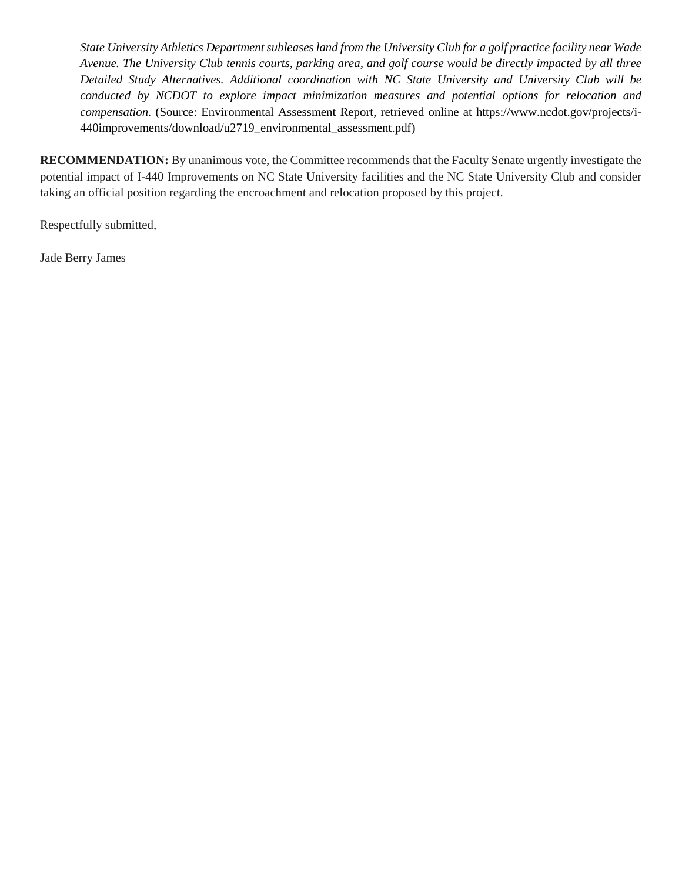*State University Athletics Department subleases land from the University Club for a golf practice facility near Wade Avenue. The University Club tennis courts, parking area, and golf course would be directly impacted by all three Detailed Study Alternatives. Additional coordination with NC State University and University Club will be conducted by NCDOT to explore impact minimization measures and potential options for relocation and compensation.* (Source: Environmental Assessment Report, retrieved online at https://www.ncdot.gov/projects/i-440improvements/download/u2719_environmental_assessment.pdf)

**RECOMMENDATION:** By unanimous vote, the Committee recommends that the Faculty Senate urgently investigate the potential impact of I-440 Improvements on NC State University facilities and the NC State University Club and consider taking an official position regarding the encroachment and relocation proposed by this project.

Respectfully submitted,

Jade Berry James